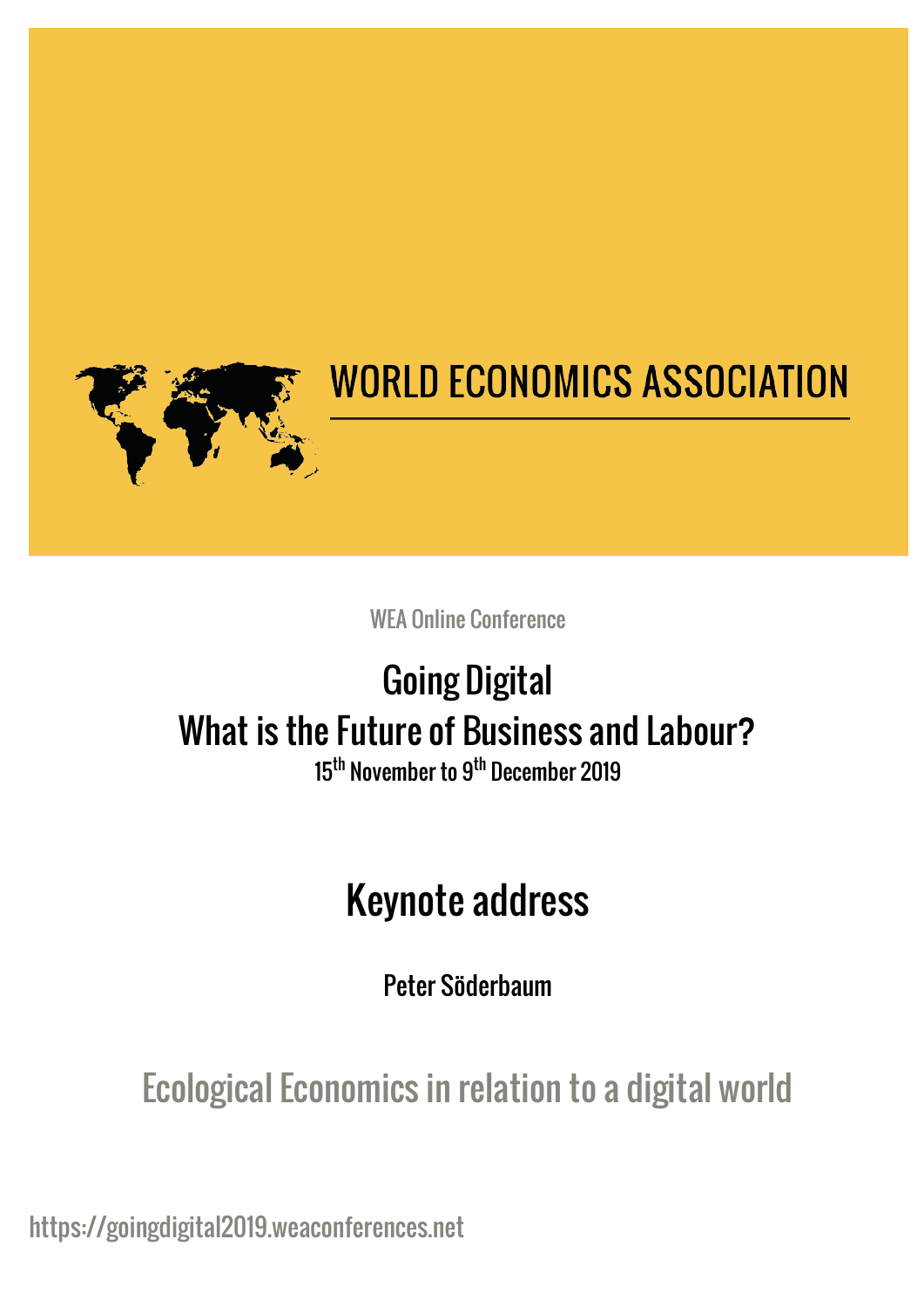# WORLD ECONOMICS ASSOCIATION

WEA Online Conference

## Going Digital
## What is the Future of Business and Labour?

15th November to 9th December 2019

## Keynote address

Peter Söderbaum

# Ecological Economics in relation to a digital world

https://goingdigital2019.weaconferences.net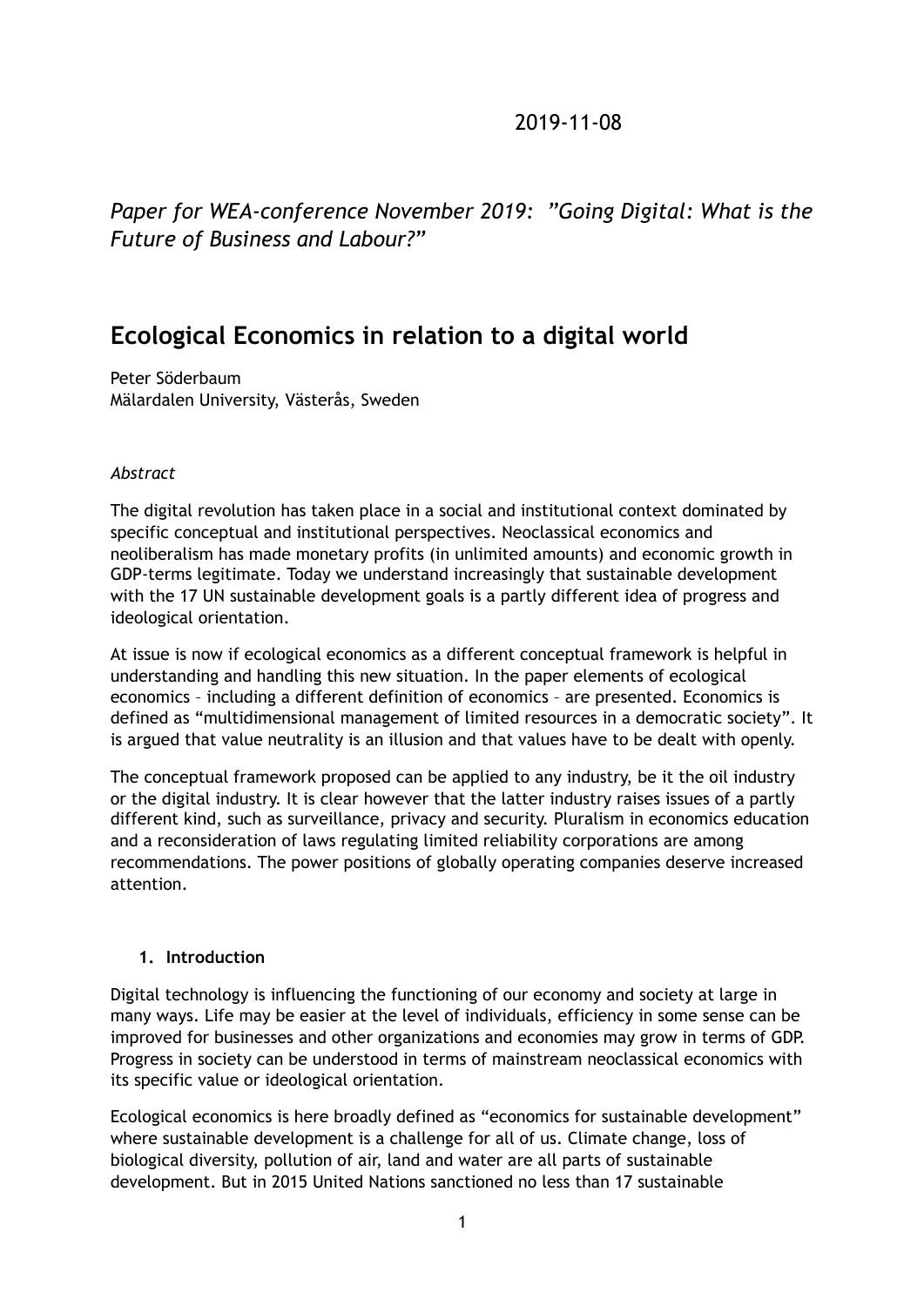2019-11-08

*Paper for WEA-conference November 2019: "Going Digital: What is the Future of Business and Labour?"*

# Ecological Economics in relation to a digital world

Peter Söderbaum
Mälardalen University, Västerås, Sweden

*Abstract*

The digital revolution has taken place in a social and institutional context dominated by specific conceptual and institutional perspectives. Neoclassical economics and neoliberalism has made monetary profits (in unlimited amounts) and economic growth in GDP-terms legitimate. Today we understand increasingly that sustainable development with the 17 UN sustainable development goals is a partly different idea of progress and ideological orientation.

At issue is now if ecological economics as a different conceptual framework is helpful in understanding and handling this new situation. In the paper elements of ecological economics – including a different definition of economics – are presented. Economics is defined as "multidimensional management of limited resources in a democratic society". It is argued that value neutrality is an illusion and that values have to be dealt with openly.

The conceptual framework proposed can be applied to any industry, be it the oil industry or the digital industry. It is clear however that the latter industry raises issues of a partly different kind, such as surveillance, privacy and security. Pluralism in economics education and a reconsideration of laws regulating limited reliability corporations are among recommendations. The power positions of globally operating companies deserve increased attention.

## 1. Introduction

Digital technology is influencing the functioning of our economy and society at large in many ways. Life may be easier at the level of individuals, efficiency in some sense can be improved for businesses and other organizations and economies may grow in terms of GDP. Progress in society can be understood in terms of mainstream neoclassical economics with its specific value or ideological orientation.

Ecological economics is here broadly defined as "economics for sustainable development" where sustainable development is a challenge for all of us. Climate change, loss of biological diversity, pollution of air, land and water are all parts of sustainable development. But in 2015 United Nations sanctioned no less than 17 sustainable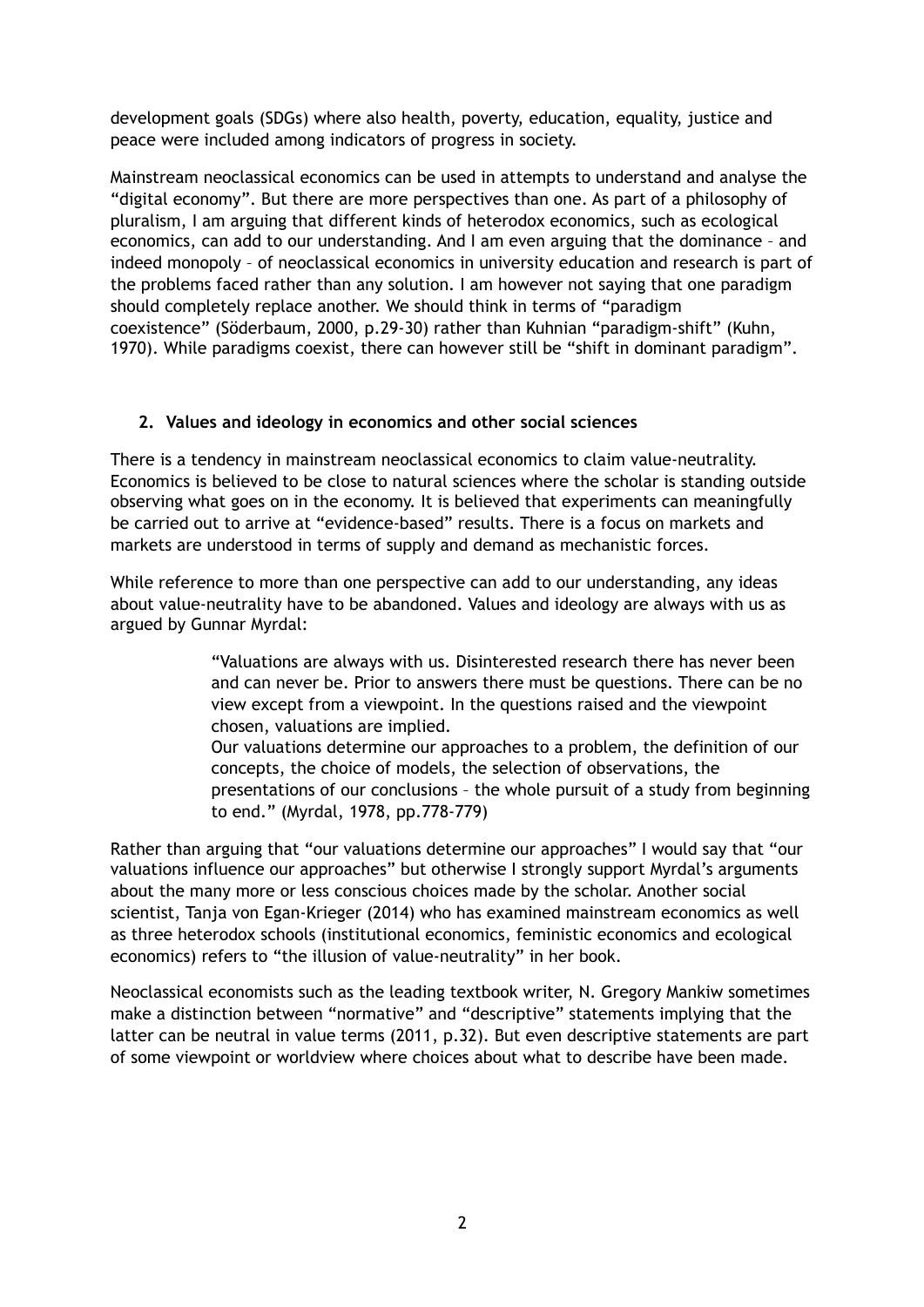development goals (SDGs) where also health, poverty, education, equality, justice and peace were included among indicators of progress in society.

Mainstream neoclassical economics can be used in attempts to understand and analyse the "digital economy". But there are more perspectives than one. As part of a philosophy of pluralism, I am arguing that different kinds of heterodox economics, such as ecological economics, can add to our understanding. And I am even arguing that the dominance – and indeed monopoly – of neoclassical economics in university education and research is part of the problems faced rather than any solution. I am however not saying that one paradigm should completely replace another. We should think in terms of "paradigm coexistence" (Söderbaum, 2000, p.29-30) rather than Kuhnian "paradigm-shift" (Kuhn, 1970). While paradigms coexist, there can however still be "shift in dominant paradigm".

## 2. Values and ideology in economics and other social sciences

There is a tendency in mainstream neoclassical economics to claim value-neutrality. Economics is believed to be close to natural sciences where the scholar is standing outside observing what goes on in the economy. It is believed that experiments can meaningfully be carried out to arrive at "evidence-based" results. There is a focus on markets and markets are understood in terms of supply and demand as mechanistic forces.

While reference to more than one perspective can add to our understanding, any ideas about value-neutrality have to be abandoned. Values and ideology are always with us as argued by Gunnar Myrdal:

> "Valuations are always with us. Disinterested research there has never been and can never be. Prior to answers there must be questions. There can be no view except from a viewpoint. In the questions raised and the viewpoint chosen, valuations are implied.
> Our valuations determine our approaches to a problem, the definition of our concepts, the choice of models, the selection of observations, the presentations of our conclusions – the whole pursuit of a study from beginning to end." (Myrdal, 1978, pp.778-779)

Rather than arguing that "our valuations determine our approaches" I would say that "our valuations influence our approaches" but otherwise I strongly support Myrdal's arguments about the many more or less conscious choices made by the scholar. Another social scientist, Tanja von Egan-Krieger (2014) who has examined mainstream economics as well as three heterodox schools (institutional economics, feministic economics and ecological economics) refers to "the illusion of value-neutrality" in her book.

Neoclassical economists such as the leading textbook writer, N. Gregory Mankiw sometimes make a distinction between "normative" and "descriptive" statements implying that the latter can be neutral in value terms (2011, p.32). But even descriptive statements are part of some viewpoint or worldview where choices about what to describe have been made.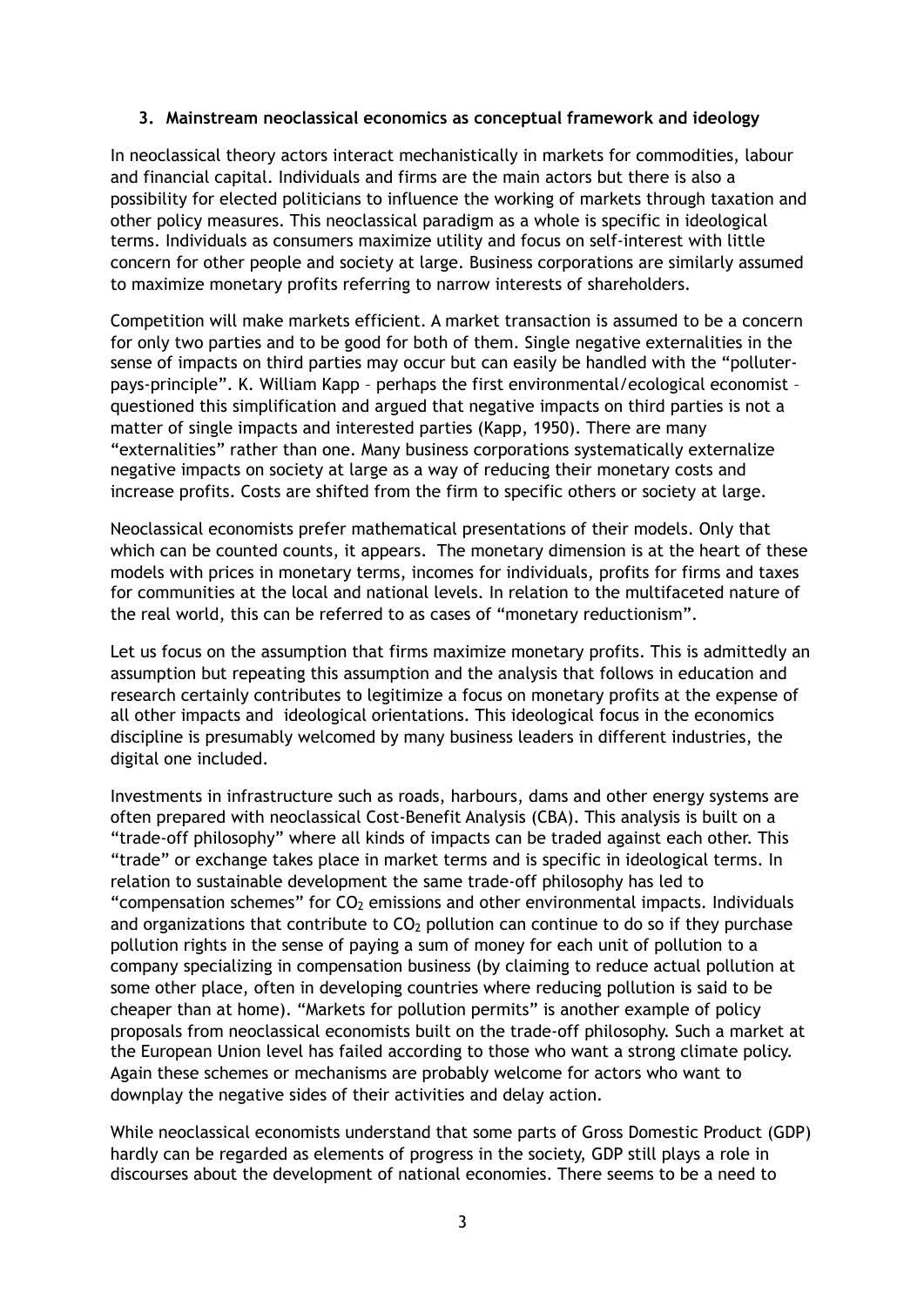### 3. Mainstream neoclassical economics as conceptual framework and ideology

In neoclassical theory actors interact mechanistically in markets for commodities, labour and financial capital. Individuals and firms are the main actors but there is also a possibility for elected politicians to influence the working of markets through taxation and other policy measures. This neoclassical paradigm as a whole is specific in ideological terms. Individuals as consumers maximize utility and focus on self-interest with little concern for other people and society at large. Business corporations are similarly assumed to maximize monetary profits referring to narrow interests of shareholders.

Competition will make markets efficient. A market transaction is assumed to be a concern for only two parties and to be good for both of them. Single negative externalities in the sense of impacts on third parties may occur but can easily be handled with the "polluter-pays-principle". K. William Kapp – perhaps the first environmental/ecological economist – questioned this simplification and argued that negative impacts on third parties is not a matter of single impacts and interested parties (Kapp, 1950). There are many "externalities" rather than one. Many business corporations systematically externalize negative impacts on society at large as a way of reducing their monetary costs and increase profits. Costs are shifted from the firm to specific others or society at large.

Neoclassical economists prefer mathematical presentations of their models. Only that which can be counted counts, it appears. The monetary dimension is at the heart of these models with prices in monetary terms, incomes for individuals, profits for firms and taxes for communities at the local and national levels. In relation to the multifaceted nature of the real world, this can be referred to as cases of "monetary reductionism".

Let us focus on the assumption that firms maximize monetary profits. This is admittedly an assumption but repeating this assumption and the analysis that follows in education and research certainly contributes to legitimize a focus on monetary profits at the expense of all other impacts and ideological orientations. This ideological focus in the economics discipline is presumably welcomed by many business leaders in different industries, the digital one included.

Investments in infrastructure such as roads, harbours, dams and other energy systems are often prepared with neoclassical Cost-Benefit Analysis (CBA). This analysis is built on a "trade-off philosophy" where all kinds of impacts can be traded against each other. This "trade" or exchange takes place in market terms and is specific in ideological terms. In relation to sustainable development the same trade-off philosophy has led to "compensation schemes" for $CO_2$ emissions and other environmental impacts. Individuals and organizations that contribute to $CO_2$ pollution can continue to do so if they purchase pollution rights in the sense of paying a sum of money for each unit of pollution to a company specializing in compensation business (by claiming to reduce actual pollution at some other place, often in developing countries where reducing pollution is said to be cheaper than at home). "Markets for pollution permits" is another example of policy proposals from neoclassical economists built on the trade-off philosophy. Such a market at the European Union level has failed according to those who want a strong climate policy. Again these schemes or mechanisms are probably welcome for actors who want to downplay the negative sides of their activities and delay action.

While neoclassical economists understand that some parts of Gross Domestic Product (GDP) hardly can be regarded as elements of progress in the society, GDP still plays a role in discourses about the development of national economies. There seems to be a need to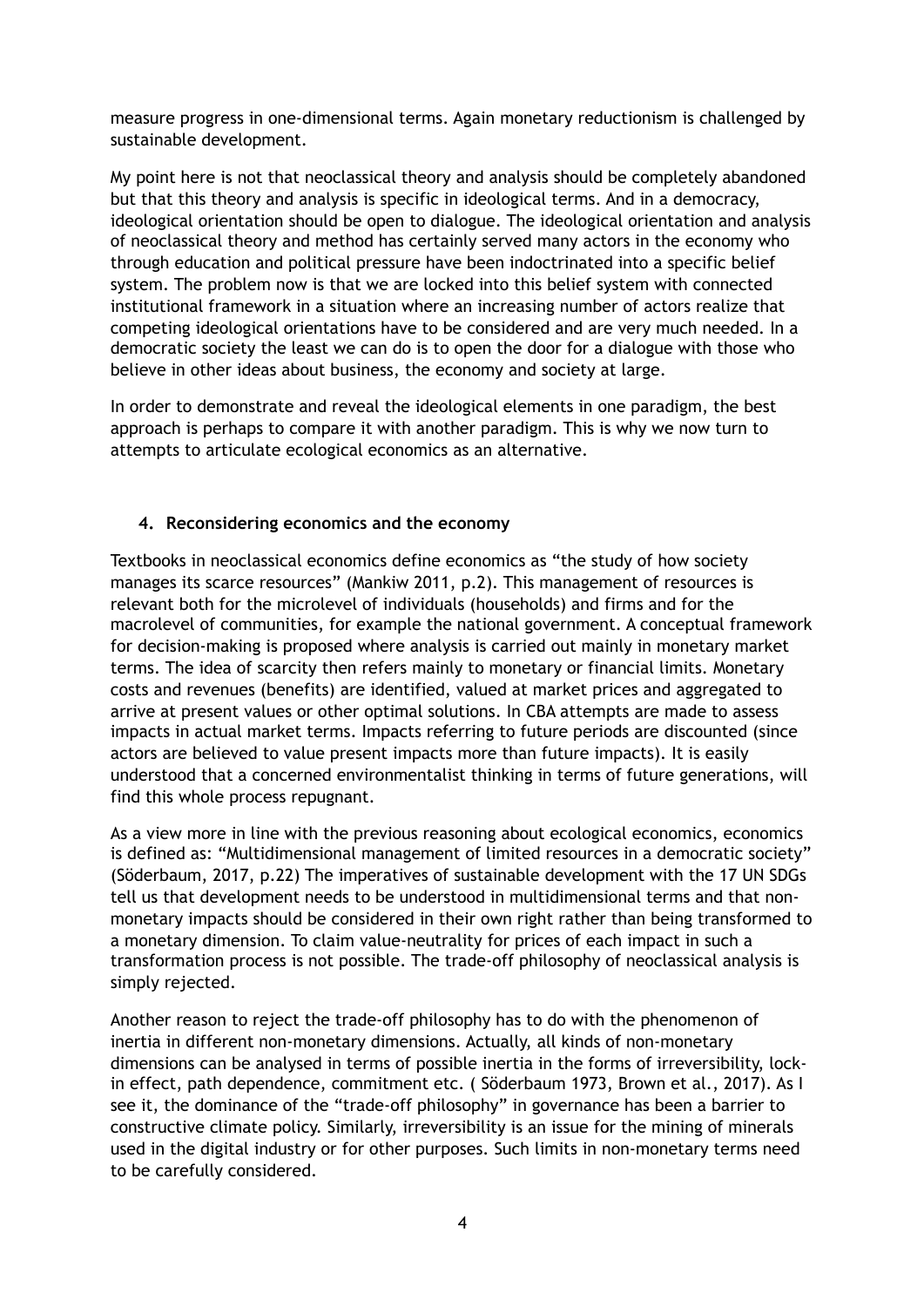measure progress in one-dimensional terms. Again monetary reductionism is challenged by sustainable development.

My point here is not that neoclassical theory and analysis should be completely abandoned but that this theory and analysis is specific in ideological terms. And in a democracy, ideological orientation should be open to dialogue. The ideological orientation and analysis of neoclassical theory and method has certainly served many actors in the economy who through education and political pressure have been indoctrinated into a specific belief system. The problem now is that we are locked into this belief system with connected institutional framework in a situation where an increasing number of actors realize that competing ideological orientations have to be considered and are very much needed. In a democratic society the least we can do is to open the door for a dialogue with those who believe in other ideas about business, the economy and society at large.

In order to demonstrate and reveal the ideological elements in one paradigm, the best approach is perhaps to compare it with another paradigm. This is why we now turn to attempts to articulate ecological economics as an alternative.

## 4. Reconsidering economics and the economy

Textbooks in neoclassical economics define economics as "the study of how society manages its scarce resources" (Mankiw 2011, p.2). This management of resources is relevant both for the microlevel of individuals (households) and firms and for the macrolevel of communities, for example the national government. A conceptual framework for decision-making is proposed where analysis is carried out mainly in monetary market terms. The idea of scarcity then refers mainly to monetary or financial limits. Monetary costs and revenues (benefits) are identified, valued at market prices and aggregated to arrive at present values or other optimal solutions. In CBA attempts are made to assess impacts in actual market terms. Impacts referring to future periods are discounted (since actors are believed to value present impacts more than future impacts). It is easily understood that a concerned environmentalist thinking in terms of future generations, will find this whole process repugnant.

As a view more in line with the previous reasoning about ecological economics, economics is defined as: "Multidimensional management of limited resources in a democratic society" (Söderbaum, 2017, p.22) The imperatives of sustainable development with the 17 UN SDGs tell us that development needs to be understood in multidimensional terms and that non-monetary impacts should be considered in their own right rather than being transformed to a monetary dimension. To claim value-neutrality for prices of each impact in such a transformation process is not possible. The trade-off philosophy of neoclassical analysis is simply rejected.

Another reason to reject the trade-off philosophy has to do with the phenomenon of inertia in different non-monetary dimensions. Actually, all kinds of non-monetary dimensions can be analysed in terms of possible inertia in the forms of irreversibility, lock-in effect, path dependence, commitment etc. ( Söderbaum 1973, Brown et al., 2017). As I see it, the dominance of the "trade-off philosophy" in governance has been a barrier to constructive climate policy. Similarly, irreversibility is an issue for the mining of minerals used in the digital industry or for other purposes. Such limits in non-monetary terms need to be carefully considered.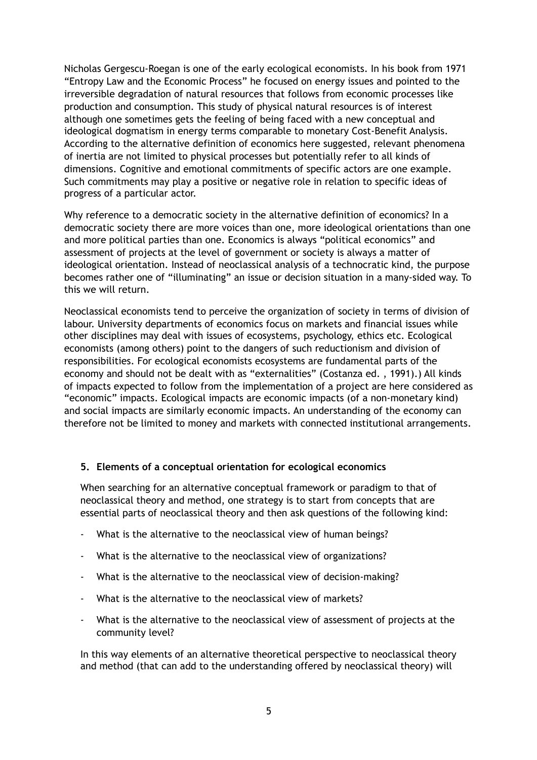Nicholas Gergescu-Roegan is one of the early ecological economists. In his book from 1971 "Entropy Law and the Economic Process" he focused on energy issues and pointed to the irreversible degradation of natural resources that follows from economic processes like production and consumption. This study of physical natural resources is of interest although one sometimes gets the feeling of being faced with a new conceptual and ideological dogmatism in energy terms comparable to monetary Cost-Benefit Analysis. According to the alternative definition of economics here suggested, relevant phenomena of inertia are not limited to physical processes but potentially refer to all kinds of dimensions. Cognitive and emotional commitments of specific actors are one example. Such commitments may play a positive or negative role in relation to specific ideas of progress of a particular actor.

Why reference to a democratic society in the alternative definition of economics? In a democratic society there are more voices than one, more ideological orientations than one and more political parties than one. Economics is always "political economics" and assessment of projects at the level of government or society is always a matter of ideological orientation. Instead of neoclassical analysis of a technocratic kind, the purpose becomes rather one of "illuminating" an issue or decision situation in a many-sided way. To this we will return.

Neoclassical economists tend to perceive the organization of society in terms of division of labour. University departments of economics focus on markets and financial issues while other disciplines may deal with issues of ecosystems, psychology, ethics etc. Ecological economists (among others) point to the dangers of such reductionism and division of responsibilities. For ecological economists ecosystems are fundamental parts of the economy and should not be dealt with as "externalities" (Costanza ed. , 1991).) All kinds of impacts expected to follow from the implementation of a project are here considered as "economic" impacts. Ecological impacts are economic impacts (of a non-monetary kind) and social impacts are similarly economic impacts. An understanding of the economy can therefore not be limited to money and markets with connected institutional arrangements.

## 5. Elements of a conceptual orientation for ecological economics

When searching for an alternative conceptual framework or paradigm to that of neoclassical theory and method, one strategy is to start from concepts that are essential parts of neoclassical theory and then ask questions of the following kind:

- What is the alternative to the neoclassical view of human beings?
- What is the alternative to the neoclassical view of organizations?
- What is the alternative to the neoclassical view of decision-making?
- What is the alternative to the neoclassical view of markets?
- What is the alternative to the neoclassical view of assessment of projects at the community level?

In this way elements of an alternative theoretical perspective to neoclassical theory and method (that can add to the understanding offered by neoclassical theory) will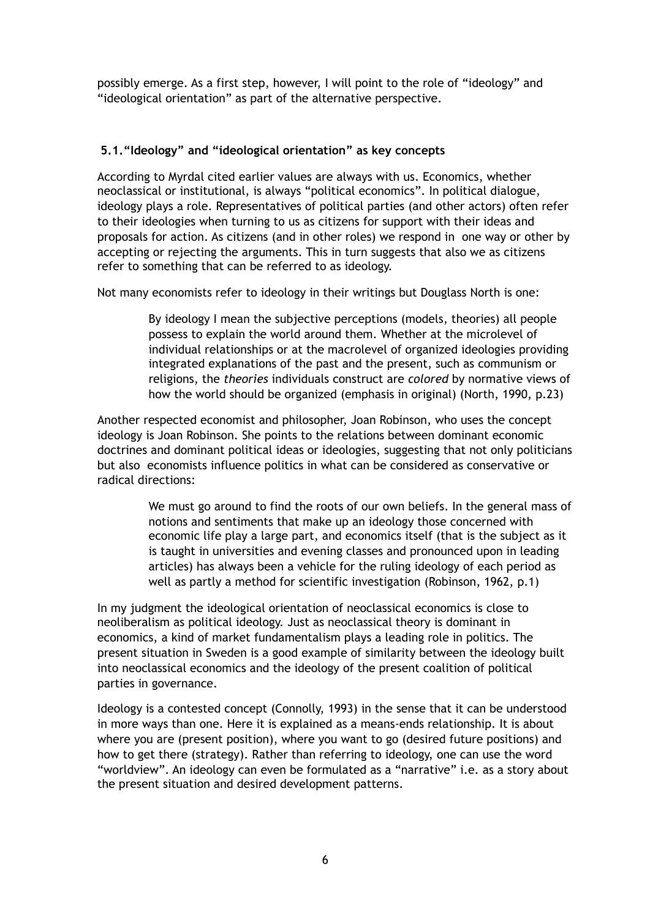possibly emerge. As a first step, however, I will point to the role of “ideology” and “ideological orientation” as part of the alternative perspective.

### 5.1. “Ideology” and “ideological orientation” as key concepts

According to Myrdal cited earlier values are always with us. Economics, whether neoclassical or institutional, is always “political economics”. In political dialogue, ideology plays a role. Representatives of political parties (and other actors) often refer to their ideologies when turning to us as citizens for support with their ideas and proposals for action. As citizens (and in other roles) we respond in one way or other by accepting or rejecting the arguments. This in turn suggests that also we as citizens refer to something that can be referred to as ideology.

Not many economists refer to ideology in their writings but Douglass North is one:

> By ideology I mean the subjective perceptions (models, theories) all people possess to explain the world around them. Whether at the microlevel of individual relationships or at the macrolevel of organized ideologies providing integrated explanations of the past and the present, such as communism or religions, the *theories* individuals construct are *colored* by normative views of how the world should be organized (emphasis in original) (North, 1990, p.23)

Another respected economist and philosopher, Joan Robinson, who uses the concept ideology is Joan Robinson. She points to the relations between dominant economic doctrines and dominant political ideas or ideologies, suggesting that not only politicians but also economists influence politics in what can be considered as conservative or radical directions:

> We must go around to find the roots of our own beliefs. In the general mass of notions and sentiments that make up an ideology those concerned with economic life play a large part, and economics itself (that is the subject as it is taught in universities and evening classes and pronounced upon in leading articles) has always been a vehicle for the ruling ideology of each period as well as partly a method for scientific investigation (Robinson, 1962, p.1)

In my judgment the ideological orientation of neoclassical economics is close to neoliberalism as political ideology. Just as neoclassical theory is dominant in economics, a kind of market fundamentalism plays a leading role in politics. The present situation in Sweden is a good example of similarity between the ideology built into neoclassical economics and the ideology of the present coalition of political parties in governance.

Ideology is a contested concept (Connolly, 1993) in the sense that it can be understood in more ways than one. Here it is explained as a means-ends relationship. It is about where you are (present position), where you want to go (desired future positions) and how to get there (strategy). Rather than referring to ideology, one can use the word “worldview”. An ideology can even be formulated as a “narrative” i.e. as a story about the present situation and desired development patterns.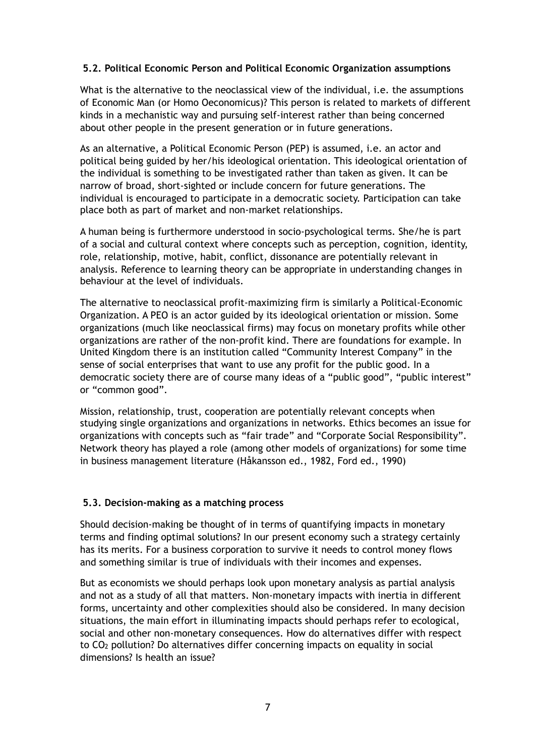### 5.2. Political Economic Person and Political Economic Organization assumptions

What is the alternative to the neoclassical view of the individual, i.e. the assumptions of Economic Man (or Homo Oeconomicus)? This person is related to markets of different kinds in a mechanistic way and pursuing self-interest rather than being concerned about other people in the present generation or in future generations.

As an alternative, a Political Economic Person (PEP) is assumed, i.e. an actor and political being guided by her/his ideological orientation. This ideological orientation of the individual is something to be investigated rather than taken as given. It can be narrow of broad, short-sighted or include concern for future generations. The individual is encouraged to participate in a democratic society. Participation can take place both as part of market and non-market relationships.

A human being is furthermore understood in socio-psychological terms. She/he is part of a social and cultural context where concepts such as perception, cognition, identity, role, relationship, motive, habit, conflict, dissonance are potentially relevant in analysis. Reference to learning theory can be appropriate in understanding changes in behaviour at the level of individuals.

The alternative to neoclassical profit-maximizing firm is similarly a Political-Economic Organization. A PEO is an actor guided by its ideological orientation or mission. Some organizations (much like neoclassical firms) may focus on monetary profits while other organizations are rather of the non-profit kind. There are foundations for example. In United Kingdom there is an institution called "Community Interest Company" in the sense of social enterprises that want to use any profit for the public good. In a democratic society there are of course many ideas of a "public good", "public interest" or "common good".

Mission, relationship, trust, cooperation are potentially relevant concepts when studying single organizations and organizations in networks. Ethics becomes an issue for organizations with concepts such as "fair trade" and "Corporate Social Responsibility". Network theory has played a role (among other models of organizations) for some time in business management literature (Håkansson ed., 1982, Ford ed., 1990)

### 5.3. Decision-making as a matching process

Should decision-making be thought of in terms of quantifying impacts in monetary terms and finding optimal solutions? In our present economy such a strategy certainly has its merits. For a business corporation to survive it needs to control money flows and something similar is true of individuals with their incomes and expenses.

But as economists we should perhaps look upon monetary analysis as partial analysis and not as a study of all that matters. Non-monetary impacts with inertia in different forms, uncertainty and other complexities should also be considered. In many decision situations, the main effort in illuminating impacts should perhaps refer to ecological, social and other non-monetary consequences. How do alternatives differ with respect to $CO_2$ pollution? Do alternatives differ concerning impacts on equality in social dimensions? Is health an issue?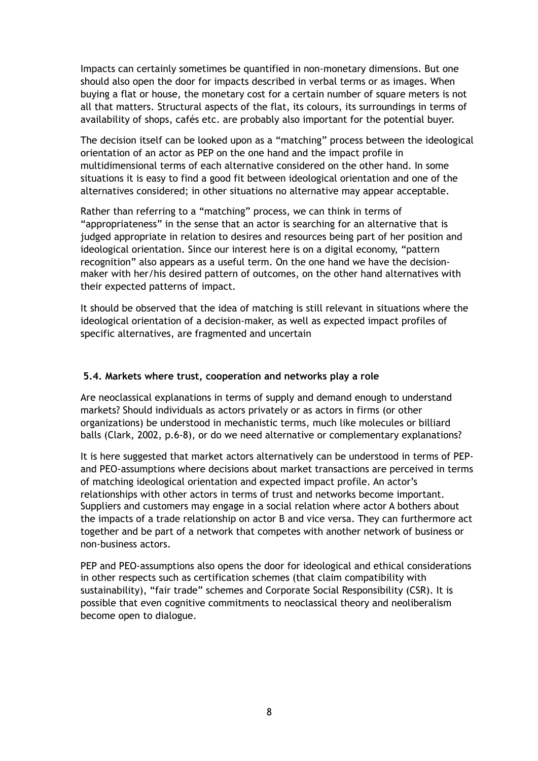Impacts can certainly sometimes be quantified in non-monetary dimensions. But one should also open the door for impacts described in verbal terms or as images. When buying a flat or house, the monetary cost for a certain number of square meters is not all that matters. Structural aspects of the flat, its colours, its surroundings in terms of availability of shops, cafés etc. are probably also important for the potential buyer.

The decision itself can be looked upon as a "matching" process between the ideological orientation of an actor as PEP on the one hand and the impact profile in multidimensional terms of each alternative considered on the other hand. In some situations it is easy to find a good fit between ideological orientation and one of the alternatives considered; in other situations no alternative may appear acceptable.

Rather than referring to a "matching" process, we can think in terms of "appropriateness" in the sense that an actor is searching for an alternative that is judged appropriate in relation to desires and resources being part of her position and ideological orientation. Since our interest here is on a digital economy, "pattern recognition" also appears as a useful term. On the one hand we have the decision-maker with her/his desired pattern of outcomes, on the other hand alternatives with their expected patterns of impact.

It should be observed that the idea of matching is still relevant in situations where the ideological orientation of a decision-maker, as well as expected impact profiles of specific alternatives, are fragmented and uncertain

### 5.4. Markets where trust, cooperation and networks play a role

Are neoclassical explanations in terms of supply and demand enough to understand markets? Should individuals as actors privately or as actors in firms (or other organizations) be understood in mechanistic terms, much like molecules or billiard balls (Clark, 2002, p.6-8), or do we need alternative or complementary explanations?

It is here suggested that market actors alternatively can be understood in terms of PEP- and PEO-assumptions where decisions about market transactions are perceived in terms of matching ideological orientation and expected impact profile. An actor's relationships with other actors in terms of trust and networks become important. Suppliers and customers may engage in a social relation where actor A bothers about the impacts of a trade relationship on actor B and vice versa. They can furthermore act together and be part of a network that competes with another network of business or non-business actors.

PEP and PEO-assumptions also opens the door for ideological and ethical considerations in other respects such as certification schemes (that claim compatibility with sustainability), "fair trade" schemes and Corporate Social Responsibility (CSR). It is possible that even cognitive commitments to neoclassical theory and neoliberalism become open to dialogue.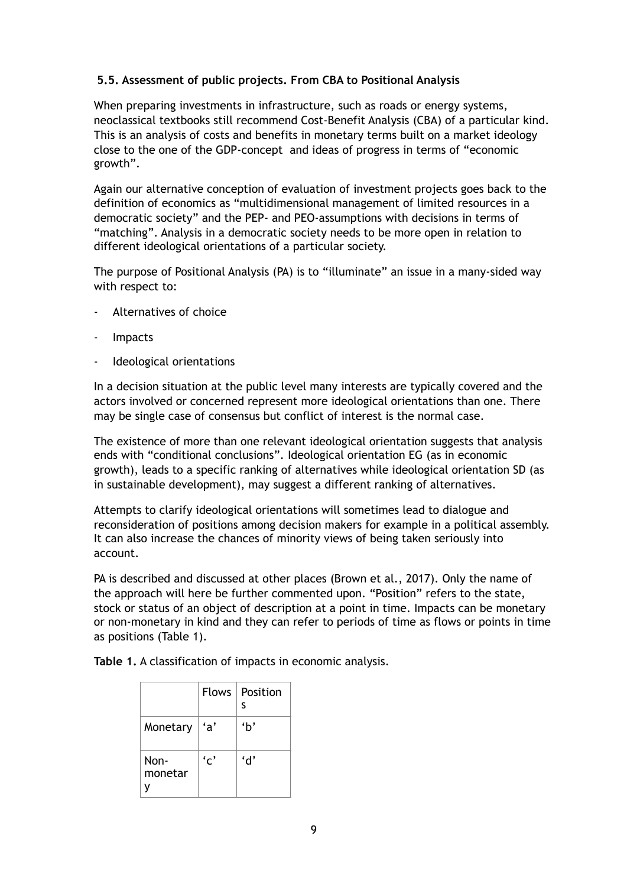### 5.5. Assessment of public projects. From CBA to Positional Analysis

When preparing investments in infrastructure, such as roads or energy systems, neoclassical textbooks still recommend Cost-Benefit Analysis (CBA) of a particular kind. This is an analysis of costs and benefits in monetary terms built on a market ideology close to the one of the GDP-concept and ideas of progress in terms of "economic growth".

Again our alternative conception of evaluation of investment projects goes back to the definition of economics as "multidimensional management of limited resources in a democratic society" and the PEP- and PEO-assumptions with decisions in terms of "matching". Analysis in a democratic society needs to be more open in relation to different ideological orientations of a particular society.

The purpose of Positional Analysis (PA) is to "illuminate" an issue in a many-sided way with respect to:

- Alternatives of choice
- Impacts
- Ideological orientations

In a decision situation at the public level many interests are typically covered and the actors involved or concerned represent more ideological orientations than one. There may be single case of consensus but conflict of interest is the normal case.

The existence of more than one relevant ideological orientation suggests that analysis ends with "conditional conclusions". Ideological orientation EG (as in economic growth), leads to a specific ranking of alternatives while ideological orientation SD (as in sustainable development), may suggest a different ranking of alternatives.

Attempts to clarify ideological orientations will sometimes lead to dialogue and reconsideration of positions among decision makers for example in a political assembly. It can also increase the chances of minority views of being taken seriously into account.

PA is described and discussed at other places (Brown et al., 2017). Only the name of the approach will here be further commented upon. "Position" refers to the state, stock or status of an object of description at a point in time. Impacts can be monetary or non-monetary in kind and they can refer to periods of time as flows or points in time as positions (Table 1).

**Table 1.** A classification of impacts in economic analysis.

| | Flows | Positions |
|---|---|---|
| Monetary | 'a' | 'b' |
| Non-monetary | 'c' | 'd' |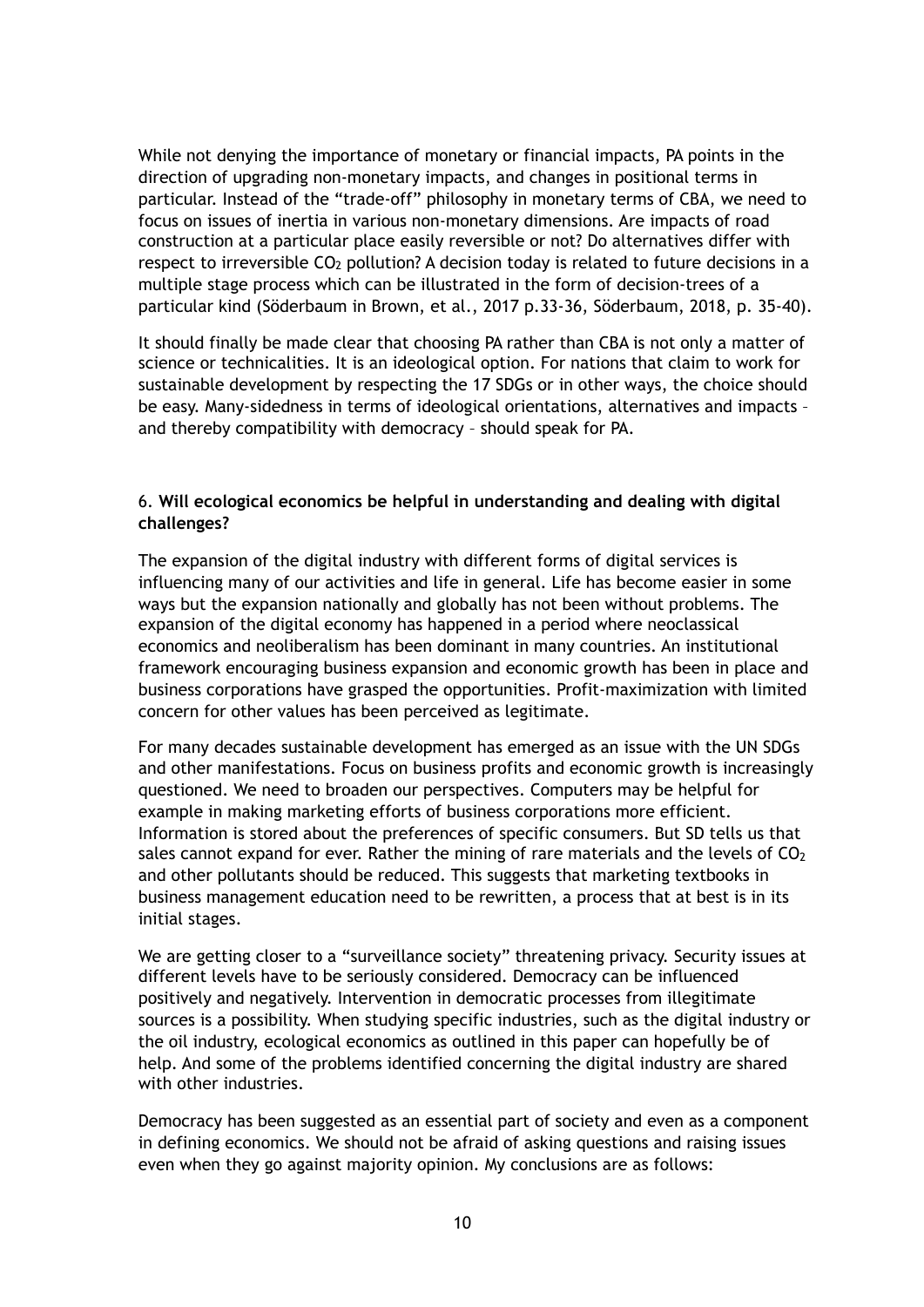While not denying the importance of monetary or financial impacts, PA points in the direction of upgrading non-monetary impacts, and changes in positional terms in particular. Instead of the "trade-off" philosophy in monetary terms of CBA, we need to focus on issues of inertia in various non-monetary dimensions. Are impacts of road construction at a particular place easily reversible or not? Do alternatives differ with respect to irreversible $CO_2$ pollution? A decision today is related to future decisions in a multiple stage process which can be illustrated in the form of decision-trees of a particular kind (Söderbaum in Brown, et al., 2017 p.33-36, Söderbaum, 2018, p. 35-40).

It should finally be made clear that choosing PA rather than CBA is not only a matter of science or technicalities. It is an ideological option. For nations that claim to work for sustainable development by respecting the 17 SDGs or in other ways, the choice should be easy. Many-sidedness in terms of ideological orientations, alternatives and impacts – and thereby compatibility with democracy – should speak for PA.

### 6. **Will ecological economics be helpful in understanding and dealing with digital challenges?**

The expansion of the digital industry with different forms of digital services is influencing many of our activities and life in general. Life has become easier in some ways but the expansion nationally and globally has not been without problems. The expansion of the digital economy has happened in a period where neoclassical economics and neoliberalism has been dominant in many countries. An institutional framework encouraging business expansion and economic growth has been in place and business corporations have grasped the opportunities. Profit-maximization with limited concern for other values has been perceived as legitimate.

For many decades sustainable development has emerged as an issue with the UN SDGs and other manifestations. Focus on business profits and economic growth is increasingly questioned. We need to broaden our perspectives. Computers may be helpful for example in making marketing efforts of business corporations more efficient. Information is stored about the preferences of specific consumers. But SD tells us that sales cannot expand for ever. Rather the mining of rare materials and the levels of $CO_2$ and other pollutants should be reduced. This suggests that marketing textbooks in business management education need to be rewritten, a process that at best is in its initial stages.

We are getting closer to a "surveillance society" threatening privacy. Security issues at different levels have to be seriously considered. Democracy can be influenced positively and negatively. Intervention in democratic processes from illegitimate sources is a possibility. When studying specific industries, such as the digital industry or the oil industry, ecological economics as outlined in this paper can hopefully be of help. And some of the problems identified concerning the digital industry are shared with other industries.

Democracy has been suggested as an essential part of society and even as a component in defining economics. We should not be afraid of asking questions and raising issues even when they go against majority opinion. My conclusions are as follows: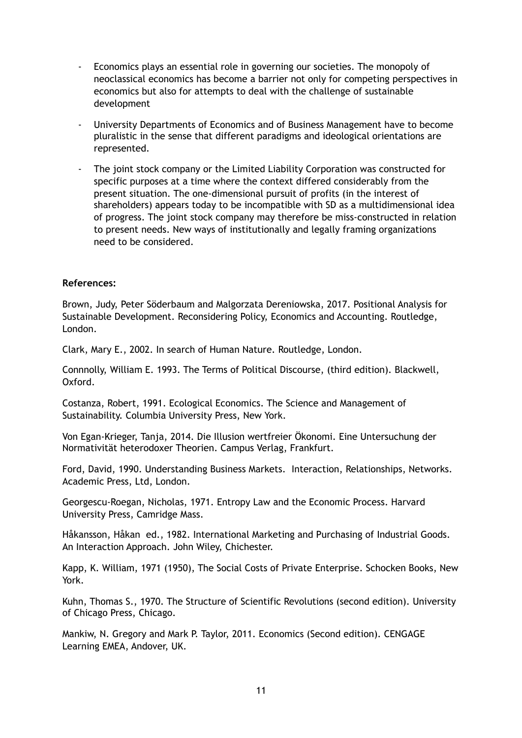- Economics plays an essential role in governing our societies. The monopoly of neoclassical economics has become a barrier not only for competing perspectives in economics but also for attempts to deal with the challenge of sustainable development

- University Departments of Economics and of Business Management have to become pluralistic in the sense that different paradigms and ideological orientations are represented.

- The joint stock company or the Limited Liability Corporation was constructed for specific purposes at a time where the context differed considerably from the present situation. The one-dimensional pursuit of profits (in the interest of shareholders) appears today to be incompatible with SD as a multidimensional idea of progress. The joint stock company may therefore be miss-constructed in relation to present needs. New ways of institutionally and legally framing organizations need to be considered.

**References:**

Brown, Judy, Peter Söderbaum and Malgorzata Dereniowska, 2017. Positional Analysis for Sustainable Development. Reconsidering Policy, Economics and Accounting. Routledge, London.

Clark, Mary E., 2002. In search of Human Nature. Routledge, London.

Connnolly, William E. 1993. The Terms of Political Discourse, (third edition). Blackwell, Oxford.

Costanza, Robert, 1991. Ecological Economics. The Science and Management of Sustainability. Columbia University Press, New York.

Von Egan-Krieger, Tanja, 2014. Die Illusion wertfreier Ökonomi. Eine Untersuchung der Normativität heterodoxer Theorien. Campus Verlag, Frankfurt.

Ford, David, 1990. Understanding Business Markets. Interaction, Relationships, Networks. Academic Press, Ltd, London.

Georgescu-Roegan, Nicholas, 1971. Entropy Law and the Economic Process. Harvard University Press, Camridge Mass.

Håkansson, Håkan ed., 1982. International Marketing and Purchasing of Industrial Goods. An Interaction Approach. John Wiley, Chichester.

Kapp, K. William, 1971 (1950), The Social Costs of Private Enterprise. Schocken Books, New York.

Kuhn, Thomas S., 1970. The Structure of Scientific Revolutions (second edition). University of Chicago Press, Chicago.

Mankiw, N. Gregory and Mark P. Taylor, 2011. Economics (Second edition). CENGAGE Learning EMEA, Andover, UK.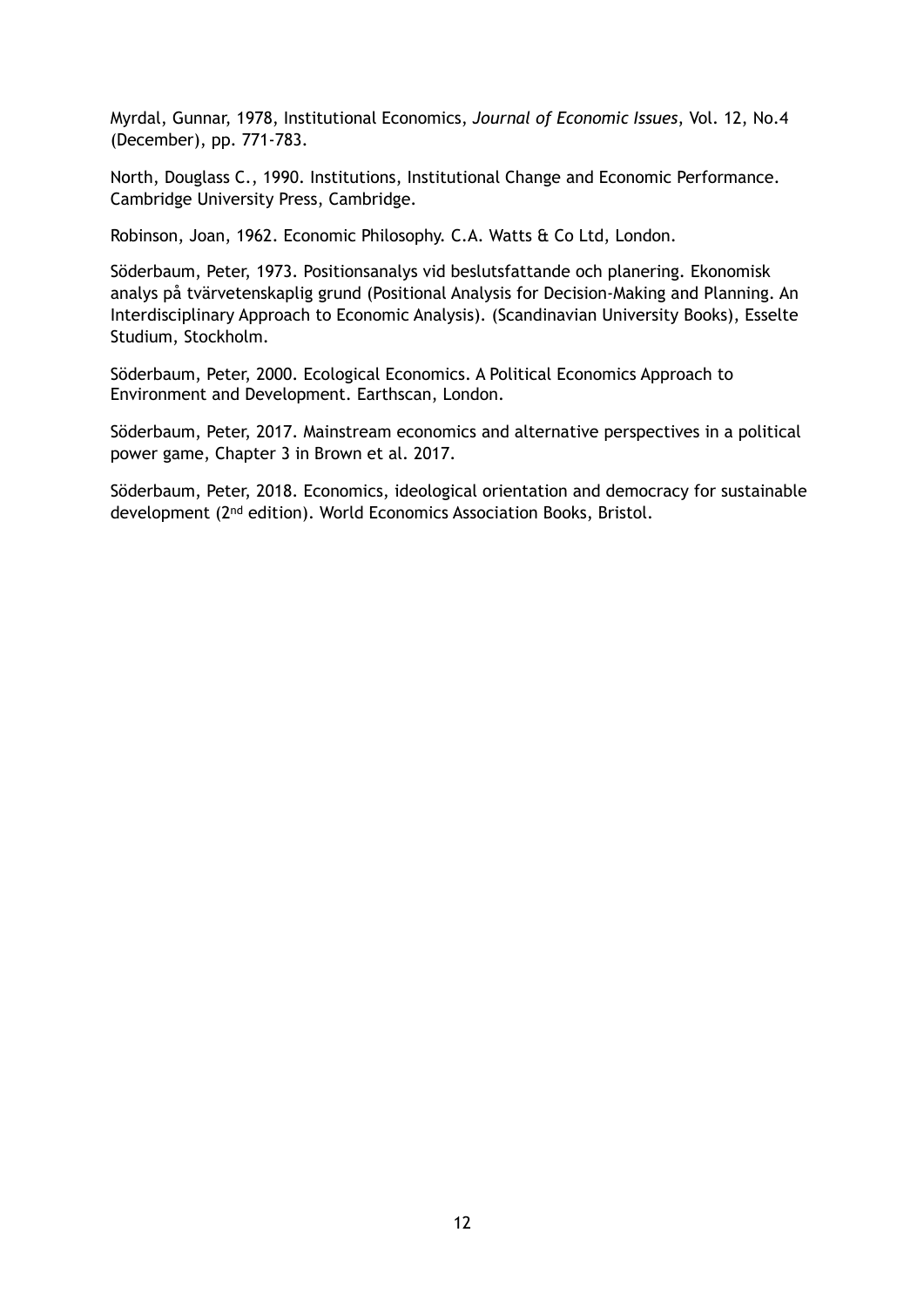Myrdal, Gunnar, 1978, Institutional Economics, *Journal of Economic Issues*, Vol. 12, No.4 (December), pp. 771-783.

North, Douglass C., 1990. Institutions, Institutional Change and Economic Performance. Cambridge University Press, Cambridge.

Robinson, Joan, 1962. Economic Philosophy. C.A. Watts & Co Ltd, London.

Söderbaum, Peter, 1973. Positionsanalys vid beslutsfattande och planering. Ekonomisk analys på tvärvetenskaplig grund (Positional Analysis for Decision-Making and Planning. An Interdisciplinary Approach to Economic Analysis). (Scandinavian University Books), Esselte Studium, Stockholm.

Söderbaum, Peter, 2000. Ecological Economics. A Political Economics Approach to Environment and Development. Earthscan, London.

Söderbaum, Peter, 2017. Mainstream economics and alternative perspectives in a political power game, Chapter 3 in Brown et al. 2017.

Söderbaum, Peter, 2018. Economics, ideological orientation and democracy for sustainable development (2nd edition). World Economics Association Books, Bristol.